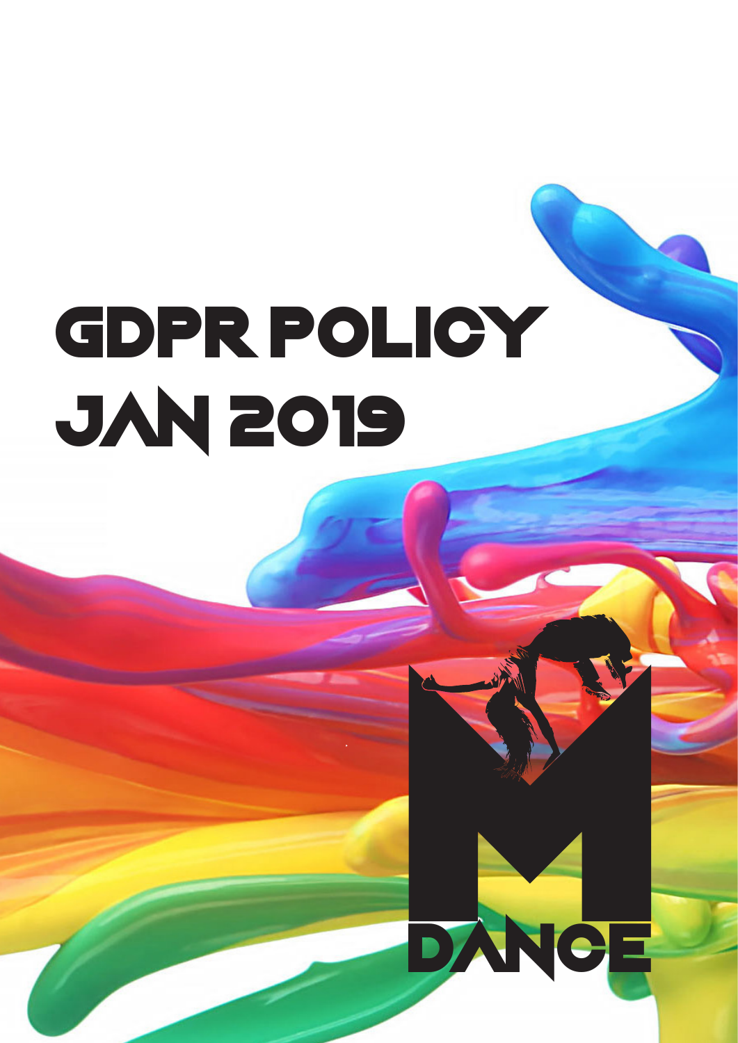# GDPR POLICY JAN 2019

M DANCE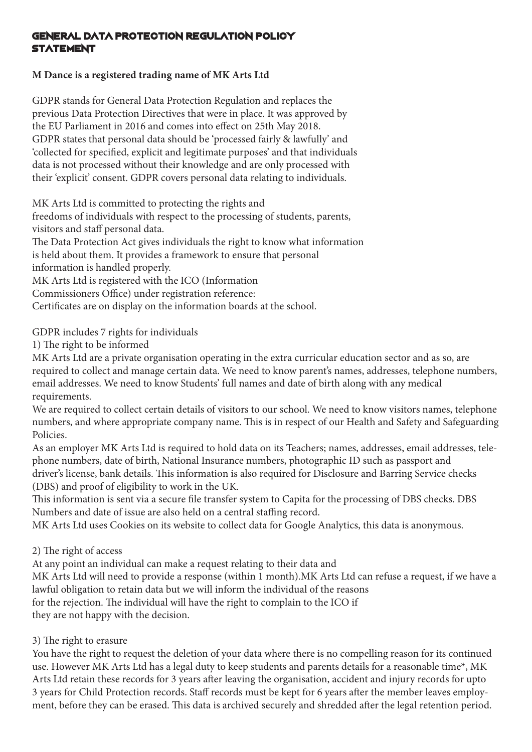# GENERAL DATA PROTECTION REGULATION POLICY STATEMENT

**M Dance is a registered trading name of MK Arts Ltd**

GDPR stands for General Data Protection Regulation and replaces the previous Data Protection Directives that were in place. It was approved by the EU Parliament in 2016 and comes into effect on 25th May 2018. GDPR states that personal data should be 'processed fairly & lawfully' and 'collected for specified, explicit and legitimate purposes' and that individuals data is not processed without their knowledge and are only processed with their 'explicit' consent. GDPR covers personal data relating to individuals.

MK Arts Ltd is committed to protecting the rights and freedoms of individuals with respect to the processing of students, parents, visitors and staff personal data.
The Data Protection Act gives individuals the right to know what information is held about them. It provides a framework to ensure that personal information is handled properly.
MK Arts Ltd is registered with the ICO (Information Commissioners Office) under registration reference:
Certificates are on display on the information boards at the school.

GDPR includes 7 rights for individuals

1) The right to be informed

MK Arts Ltd are a private organisation operating in the extra curricular education sector and as so, are required to collect and manage certain data. We need to know parent's names, addresses, telephone numbers, email addresses. We need to know Students' full names and date of birth along with any medical requirements.
We are required to collect certain details of visitors to our school. We need to know visitors names, telephone numbers, and where appropriate company name. This is in respect of our Health and Safety and Safeguarding Policies.
As an employer MK Arts Ltd is required to hold data on its Teachers; names, addresses, email addresses, telephone numbers, date of birth, National Insurance numbers, photographic ID such as passport and driver's license, bank details. This information is also required for Disclosure and Barring Service checks (DBS) and proof of eligibility to work in the UK.
This information is sent via a secure file transfer system to Capita for the processing of DBS checks. DBS Numbers and date of issue are also held on a central staffing record.
MK Arts Ltd uses Cookies on its website to collect data for Google Analytics, this data is anonymous.

2) The right of access

At any point an individual can make a request relating to their data and MK Arts Ltd will need to provide a response (within 1 month).MK Arts Ltd can refuse a request, if we have a lawful obligation to retain data but we will inform the individual of the reasons for the rejection. The individual will have the right to complain to the ICO if they are not happy with the decision.

3) The right to erasure

You have the right to request the deletion of your data where there is no compelling reason for its continued use. However MK Arts Ltd has a legal duty to keep students and parents details for a reasonable time*, MK Arts Ltd retain these records for 3 years after leaving the organisation, accident and injury records for upto 3 years for Child Protection records. Staff records must be kept for 6 years after the member leaves employment, before they can be erased. This data is archived securely and shredded after the legal retention period.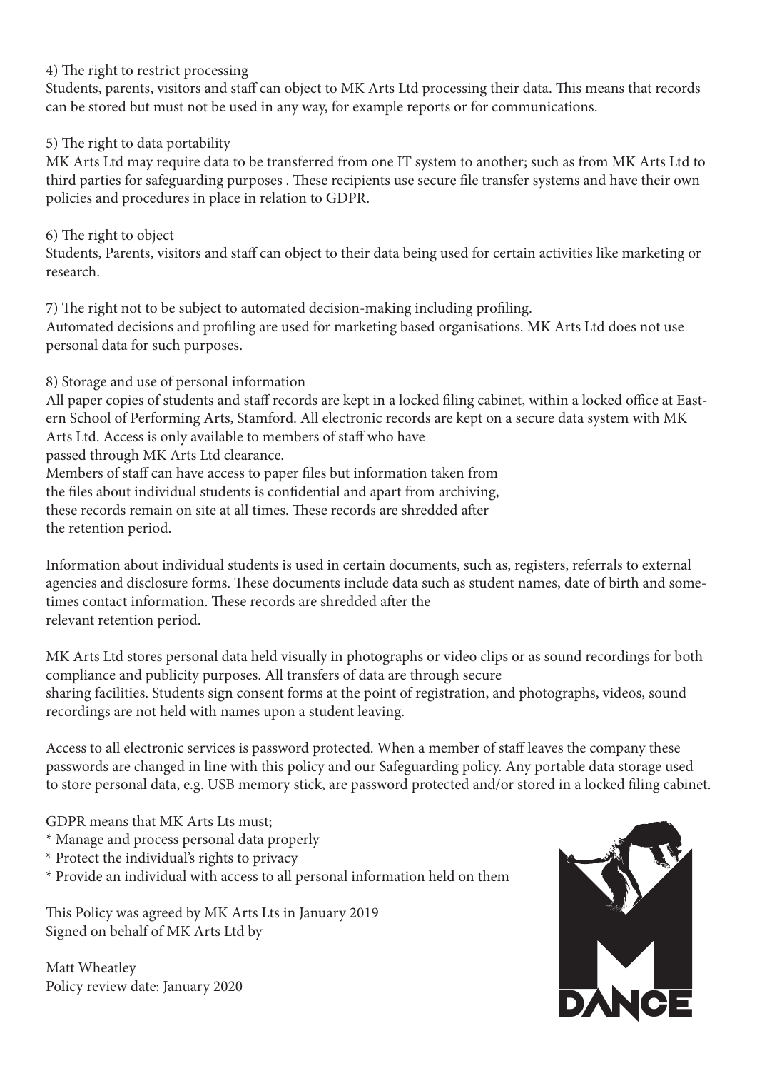4) The right to restrict processing

Students, parents, visitors and staff can object to MK Arts Ltd processing their data. This means that records can be stored but must not be used in any way, for example reports or for communications.

5) The right to data portability

MK Arts Ltd may require data to be transferred from one IT system to another; such as from MK Arts Ltd to third parties for safeguarding purposes . These recipients use secure file transfer systems and have their own policies and procedures in place in relation to GDPR.

6) The right to object

Students, Parents, visitors and staff can object to their data being used for certain activities like marketing or research.

7) The right not to be subject to automated decision-making including profiling.

Automated decisions and profiling are used for marketing based organisations. MK Arts Ltd does not use personal data for such purposes.

8) Storage and use of personal information

All paper copies of students and staff records are kept in a locked filing cabinet, within a locked office at Eastern School of Performing Arts, Stamford. All electronic records are kept on a secure data system with MK Arts Ltd. Access is only available to members of staff who have passed through MK Arts Ltd clearance.

Members of staff can have access to paper files but information taken from the files about individual students is confidential and apart from archiving, these records remain on site at all times. These records are shredded after the retention period.

Information about individual students is used in certain documents, such as, registers, referrals to external agencies and disclosure forms. These documents include data such as student names, date of birth and sometimes contact information. These records are shredded after the relevant retention period.

MK Arts Ltd stores personal data held visually in photographs or video clips or as sound recordings for both compliance and publicity purposes. All transfers of data are through secure sharing facilities. Students sign consent forms at the point of registration, and photographs, videos, sound recordings are not held with names upon a student leaving.

Access to all electronic services is password protected. When a member of staff leaves the company these passwords are changed in line with this policy and our Safeguarding policy. Any portable data storage used to store personal data, e.g. USB memory stick, are password protected and/or stored in a locked filing cabinet.

GDPR means that MK Arts Lts must;

* Manage and process personal data properly
* Protect the individual's rights to privacy
* Provide an individual with access to all personal information held on them

This Policy was agreed by MK Arts Lts in January 2019
Signed on behalf of MK Arts Ltd by

Matt Wheatley
Policy review date: January 2020